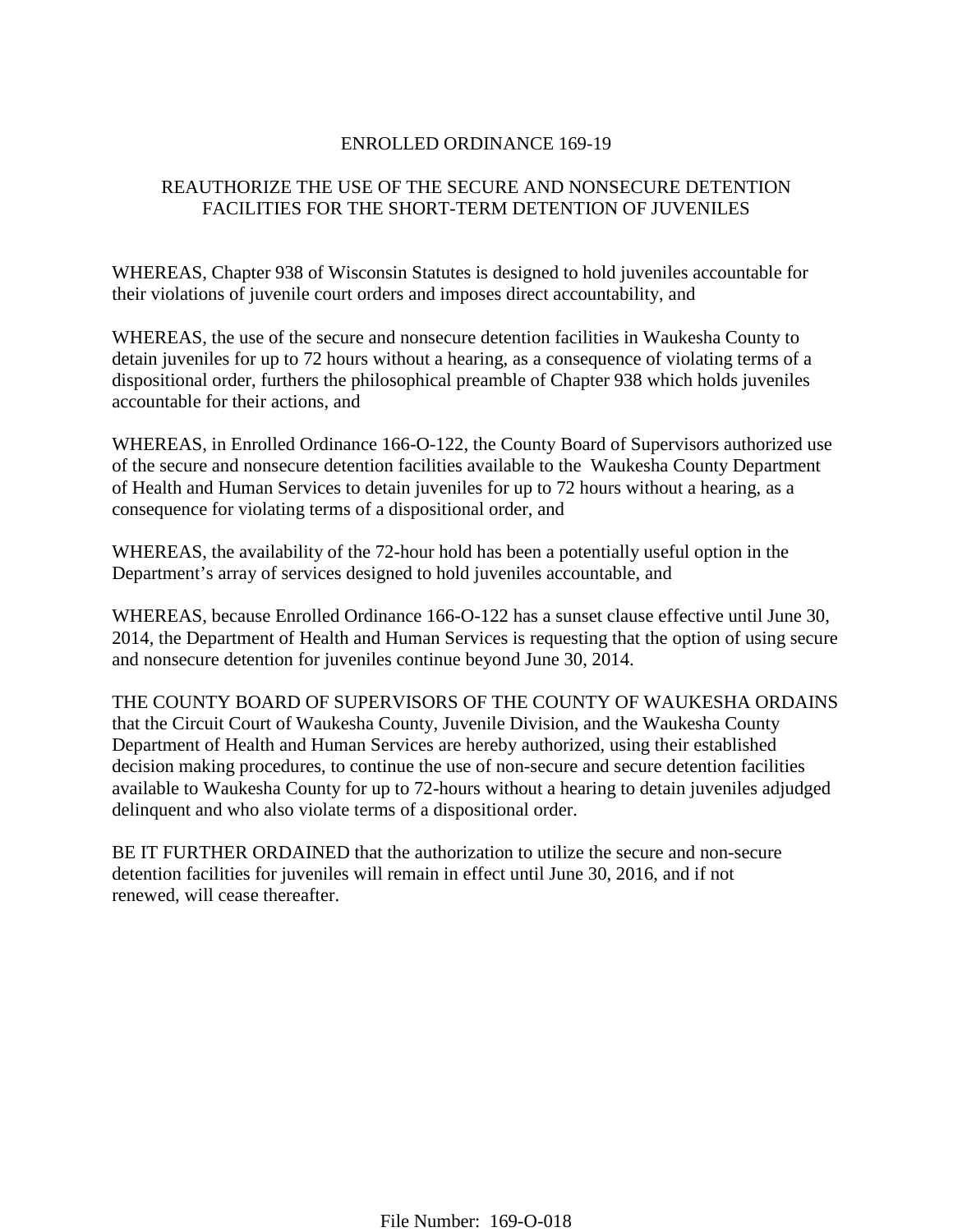# ENROLLED ORDINANCE 169-19

## REAUTHORIZE THE USE OF THE SECURE AND NONSECURE DETENTION FACILITIES FOR THE SHORT-TERM DETENTION OF JUVENILES

WHEREAS, Chapter 938 of Wisconsin Statutes is designed to hold juveniles accountable for their violations of juvenile court orders and imposes direct accountability, and

WHEREAS, the use of the secure and nonsecure detention facilities in Waukesha County to detain juveniles for up to 72 hours without a hearing, as a consequence of violating terms of a dispositional order, furthers the philosophical preamble of Chapter 938 which holds juveniles accountable for their actions, and

WHEREAS, in Enrolled Ordinance 166-O-122, the County Board of Supervisors authorized use of the secure and nonsecure detention facilities available to the Waukesha County Department of Health and Human Services to detain juveniles for up to 72 hours without a hearing, as a consequence for violating terms of a dispositional order, and

WHEREAS, the availability of the 72-hour hold has been a potentially useful option in the Department's array of services designed to hold juveniles accountable, and

WHEREAS, because Enrolled Ordinance 166-O-122 has a sunset clause effective until June 30, 2014, the Department of Health and Human Services is requesting that the option of using secure and nonsecure detention for juveniles continue beyond June 30, 2014.

THE COUNTY BOARD OF SUPERVISORS OF THE COUNTY OF WAUKESHA ORDAINS that the Circuit Court of Waukesha County, Juvenile Division, and the Waukesha County Department of Health and Human Services are hereby authorized, using their established decision making procedures, to continue the use of non-secure and secure detention facilities available to Waukesha County for up to 72-hours without a hearing to detain juveniles adjudged delinquent and who also violate terms of a dispositional order.

BE IT FURTHER ORDAINED that the authorization to utilize the secure and non-secure detention facilities for juveniles will remain in effect until June 30, 2016, and if not renewed, will cease thereafter.

File Number: 169-O-018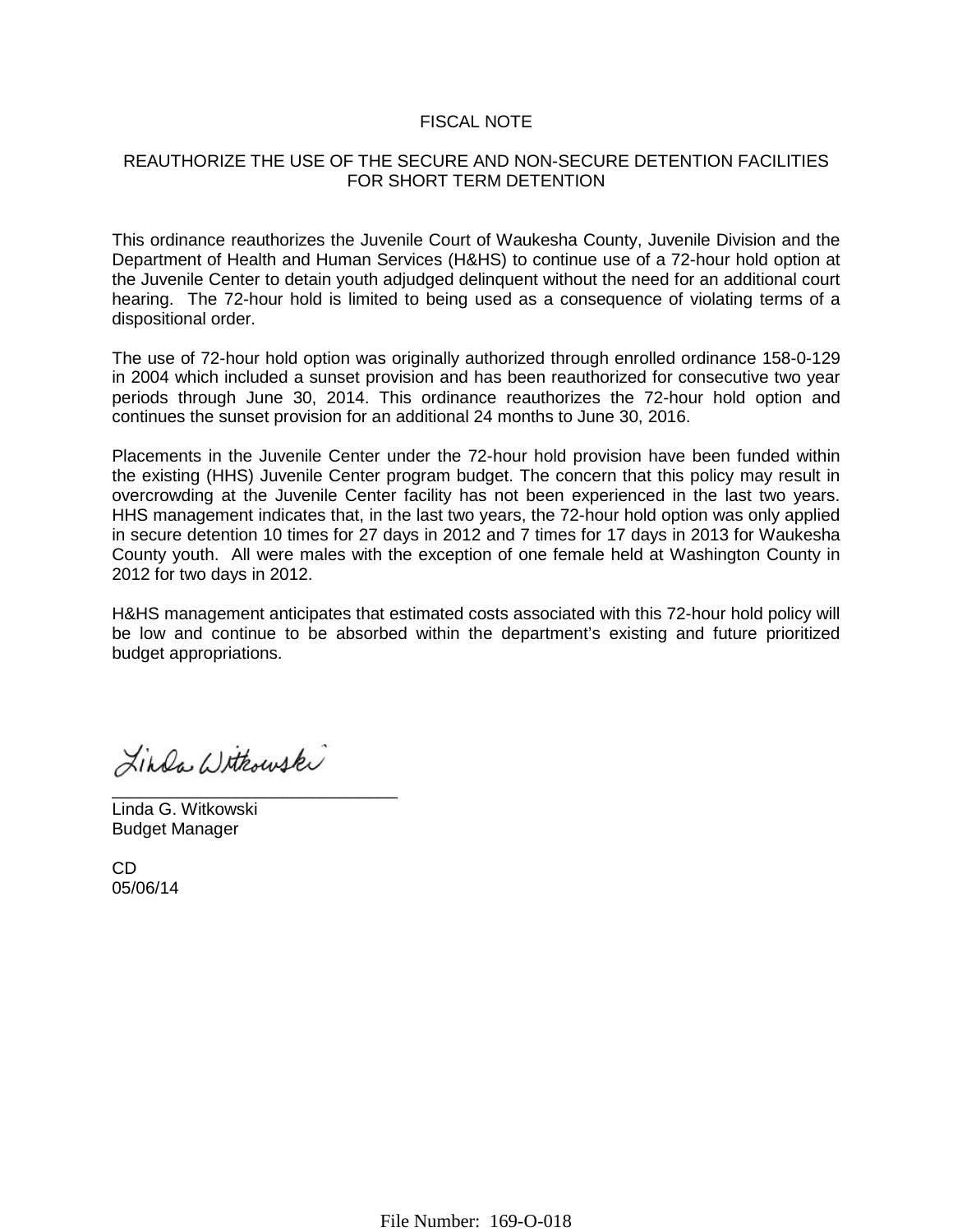# FISCAL NOTE

## REAUTHORIZE THE USE OF THE SECURE AND NON-SECURE DETENTION FACILITIES FOR SHORT TERM DETENTION

This ordinance reauthorizes the Juvenile Court of Waukesha County, Juvenile Division and the Department of Health and Human Services (H&HS) to continue use of a 72-hour hold option at the Juvenile Center to detain youth adjudged delinquent without the need for an additional court hearing. The 72-hour hold is limited to being used as a consequence of violating terms of a dispositional order.

The use of 72-hour hold option was originally authorized through enrolled ordinance 158-0-129 in 2004 which included a sunset provision and has been reauthorized for consecutive two year periods through June 30, 2014. This ordinance reauthorizes the 72-hour hold option and continues the sunset provision for an additional 24 months to June 30, 2016.

Placements in the Juvenile Center under the 72-hour hold provision have been funded within the existing (HHS) Juvenile Center program budget. The concern that this policy may result in overcrowding at the Juvenile Center facility has not been experienced in the last two years. HHS management indicates that, in the last two years, the 72-hour hold option was only applied in secure detention 10 times for 27 days in 2012 and 7 times for 17 days in 2013 for Waukesha County youth. All were males with the exception of one female held at Washington County in 2012 for two days in 2012.

H&HS management anticipates that estimated costs associated with this 72-hour hold policy will be low and continue to be absorbed within the department's existing and future prioritized budget appropriations.

Linda Witkowski

_______________________________

Linda G. Witkowski
Budget Manager

CD
05/06/14

File Number: 169-O-018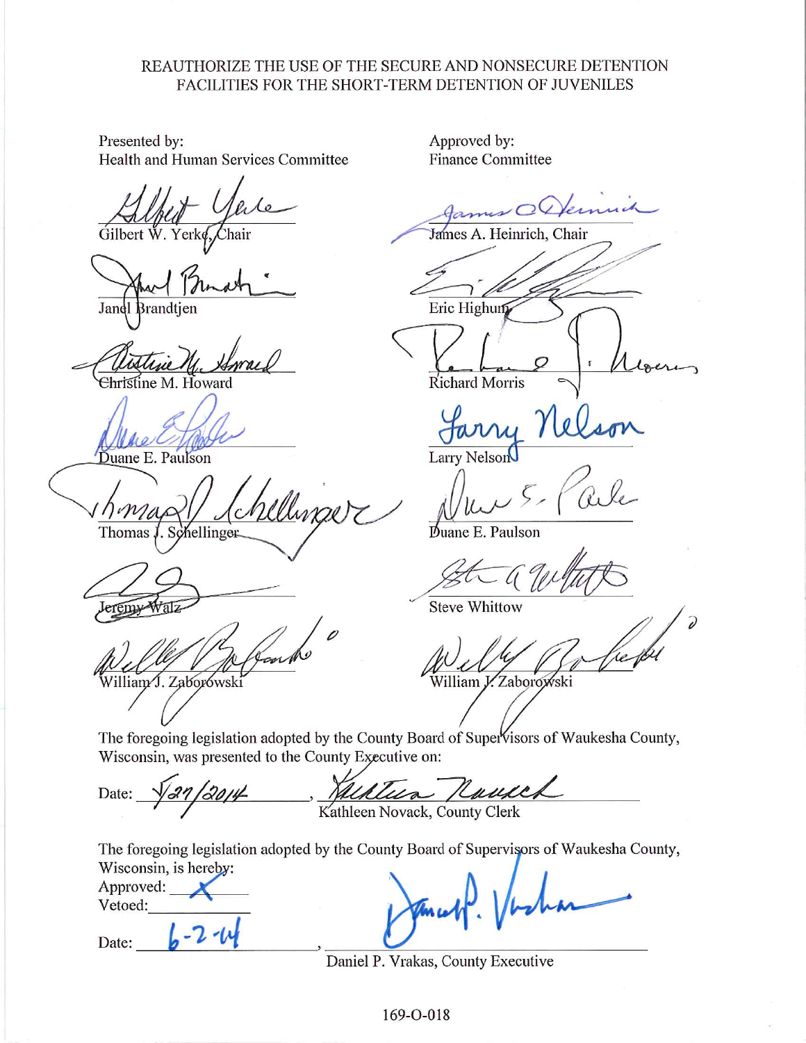REAUTHORIZE THE USE OF THE SECURE AND NONSECURE DETENTION FACILITIES FOR THE SHORT-TERM DETENTION OF JUVENILES

Presented by:
Health and Human Services Committee

Gilbert W. Yerke, Chair

Janel Brandtjen

Christine M. Howard

Duane E. Paulson

Thomas J. Schellinger

Jeremy Walz

William J. Zaborowski

Approved by:
Finance Committee

James A. Heinrich, Chair

Eric Highum

Richard Morris

Larry Nelson

Duane E. Paulson

Steve Whittow

William J. Zaborowski

The foregoing legislation adopted by the County Board of Supervisors of Waukesha County, Wisconsin, was presented to the County Executive on:

Date: 5/27/2014, Kathleen Novack, County Clerk

The foregoing legislation adopted by the County Board of Supervisors of Waukesha County, Wisconsin, is hereby:

Approved: X

Vetoed: ____________

Date: 6-2-14, Daniel P. Vrakas, County Executive

169-O-018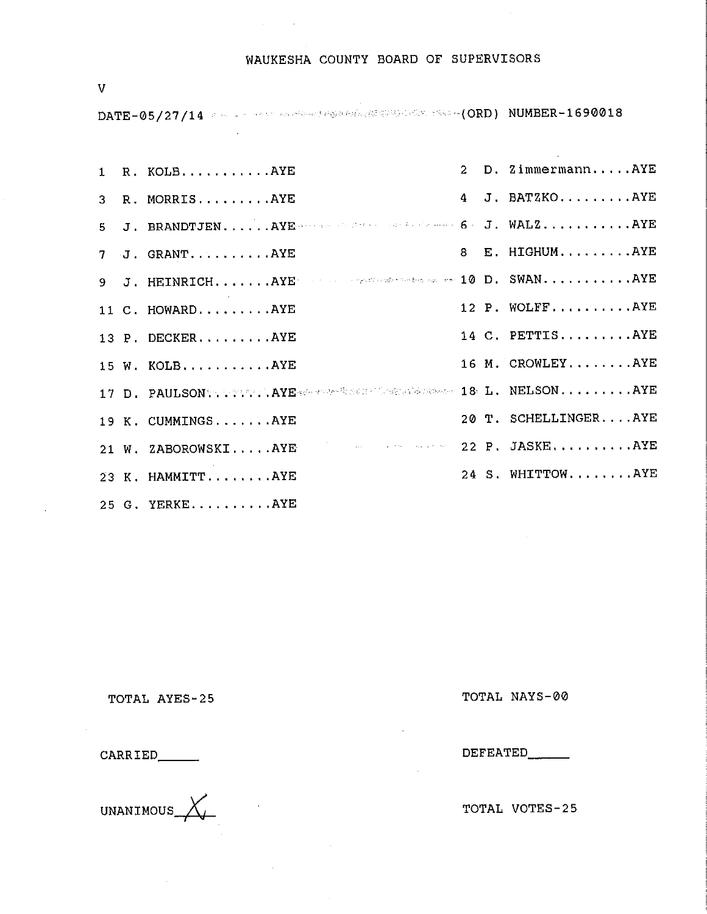# WAUKESHA COUNTY BOARD OF SUPERVISORS

V

DATE-05/27/14 (ORD) NUMBER-1690018

| | |
|---|---|
| 1 R. KOLB..........AYE | 2 D. Zimmermann.....AYE |
| 3 R. MORRIS.........AYE | 4 J. BATZKO.........AYE |
| 5 J. BRANDTJEN......AYE | 6 J. WALZ...........AYE |
| 7 J. GRANT..........AYE | 8 E. HIGHUM.........AYE |
| 9 J. HEINRICH.......AYE | 10 D. SWAN...........AYE |
| 11 C. HOWARD.........AYE | 12 P. WOLFF..........AYE |
| 13 P. DECKER.........AYE | 14 C. PETTIS.........AYE |
| 15 W. KOLB...........AYE | 16 M. CROWLEY........AYE |
| 17 D. PAULSON........AYE | 18 L. NELSON.........AYE |
| 19 K. CUMMINGS.......AYE | 20 T. SCHELLINGER....AYE |
| 21 W. ZABOROWSKI.....AYE | 22 P. JASKE..........AYE |
| 23 K. HAMMITT........AYE | 24 S. WHITTOW........AYE |
| 25 G. YERKE..........AYE | |

TOTAL AYES-25

TOTAL NAYS-00

CARRIED_____

DEFEATED_____

UNANIMOUS X

TOTAL VOTES-25